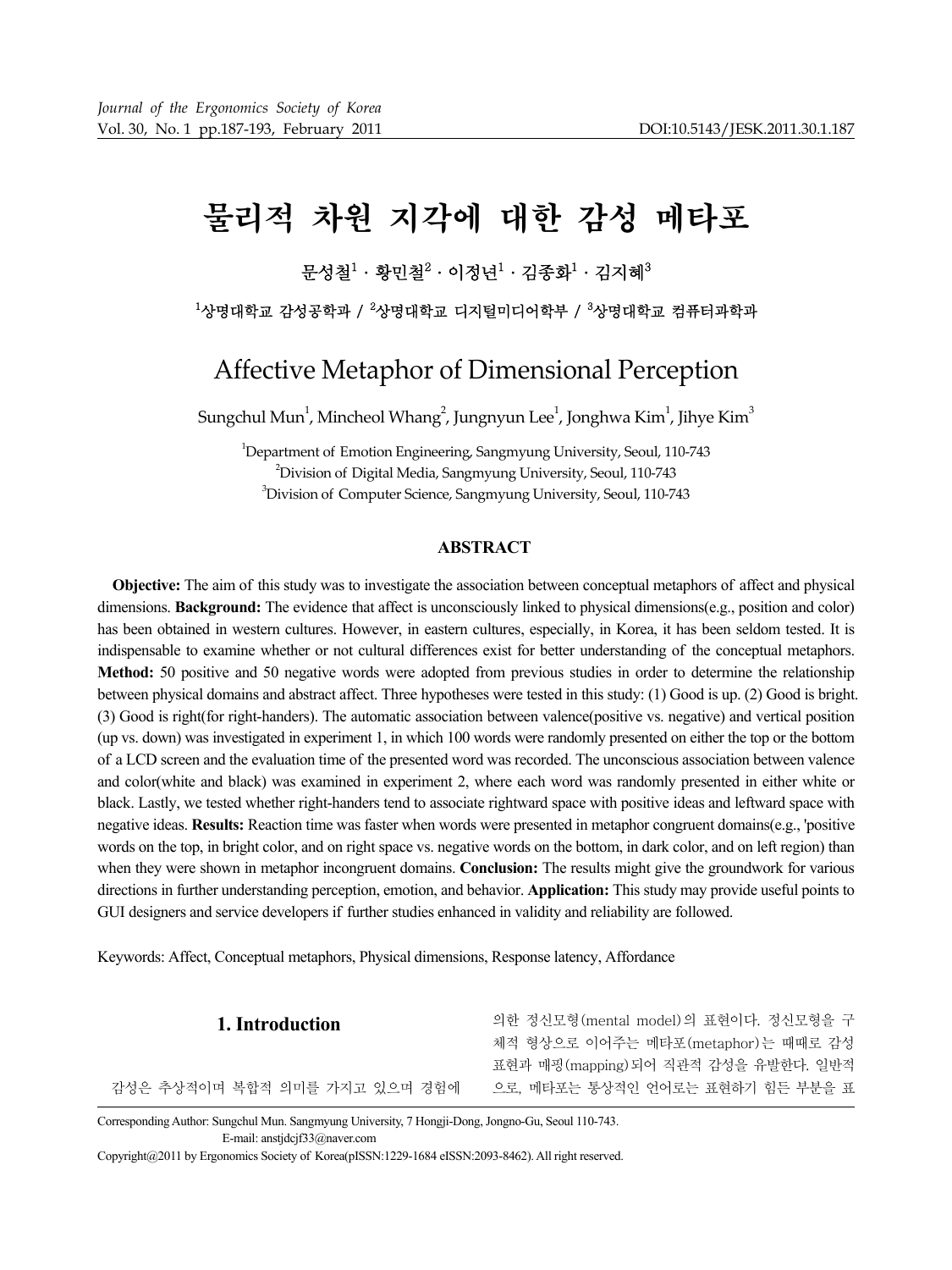# 물리적 차원 지각에 대한 감성 메타포

문성철[1] · 황민철[2] · 이정년[1] · 김종화[1] · 김지혜[3]

[1]상명대학교 감성공학과 / [2]상명대학교 디지털미디어학부 / [3]상명대학교 컴퓨터과학과

# Affective Metaphor of Dimensional Perception

Sungchul Mun[1], Mincheol Whang[2], Jungnyun Lee[1], Jonghwa Kim[1], Jihye Kim[3]

[1]Department of Emotion Engineering, Sangmyung University, Seoul, 110-743
[2]Division of Digital Media, Sangmyung University, Seoul, 110-743
[3]Division of Computer Science, Sangmyung University, Seoul, 110-743

## ABSTRACT

**Objective:** The aim of this study was to investigate the association between conceptual metaphors of affect and physical dimensions. **Background:** The evidence that affect is unconsciously linked to physical dimensions(e.g., position and color) has been obtained in western cultures. However, in eastern cultures, especially, in Korea, it has been seldom tested. It is indispensable to examine whether or not cultural differences exist for better understanding of the conceptual metaphors. **Method:** 50 positive and 50 negative words were adopted from previous studies in order to determine the relationship between physical domains and abstract affect. Three hypotheses were tested in this study: (1) Good is up. (2) Good is bright. (3) Good is right(for right-handers). The automatic association between valence(positive vs. negative) and vertical position (up vs. down) was investigated in experiment 1, in which 100 words were randomly presented on either the top or the bottom of a LCD screen and the evaluation time of the presented word was recorded. The unconscious association between valence and color(white and black) was examined in experiment 2, where each word was randomly presented in either white or black. Lastly, we tested whether right-handers tend to associate rightward space with positive ideas and leftward space with negative ideas. **Results:** Reaction time was faster when words were presented in metaphor congruent domains(e.g., 'positive words on the top, in bright color, and on right space vs. negative words on the bottom, in dark color, and on left region) than when they were shown in metaphor incongruent domains. **Conclusion:** The results might give the groundwork for various directions in further understanding perception, emotion, and behavior. **Application:** This study may provide useful points to GUI designers and service developers if further studies enhanced in validity and reliability are followed.

Keywords: Affect, Conceptual metaphors, Physical dimensions, Response latency, Affordance

## 1. Introduction

감성은 추상적이며 복합적 의미를 가지고 있으며 경험에 의한 정신모형(mental model)의 표현이다. 정신모형을 구체적 형상으로 이어주는 메타포(metaphor)는 때때로 감성 표현과 매핑(mapping)되어 직관적 감성을 유발한다. 일반적으로, 메타포는 통상적인 언어로는 표현하기 힘든 부분을 표

Corresponding Author: Sungchul Mun. Sangmyung University, 7 Hongji-Dong, Jongno-Gu, Seoul 110-743.
E-mail: anstjdcjf33@naver.com

Copyright@2011 by Ergonomics Society of Korea(pISSN:1229-1684 eISSN:2093-8462). All right reserved.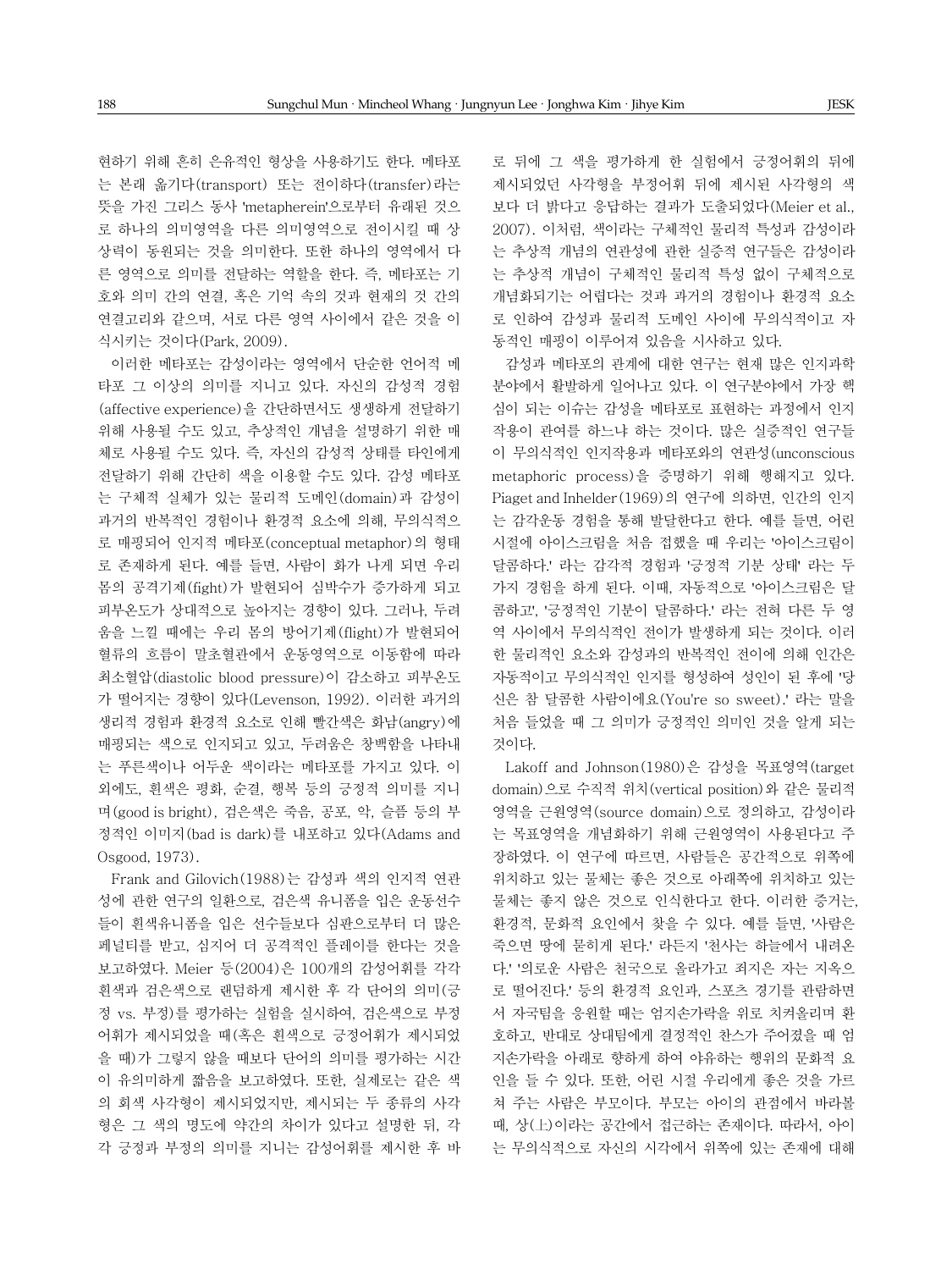현하기 위해 흔히 은유적인 형상을 사용하기도 한다. 메타포는 본래 옮기다(transport) 또는 전이하다(transfer)라는 뜻을 가진 그리스 동사 'metapherein'으로부터 유래된 것으로 하나의 의미영역을 다른 의미영역으로 전이시킬 때 상상력이 동원되는 것을 의미한다. 또한 하나의 영역에서 다른 영역으로 의미를 전달하는 역할을 한다. 즉, 메타포는 기호와 의미 간의 연결, 혹은 기억 속의 것과 현재의 것 간의 연결고리와 같으며, 서로 다른 영역 사이에서 같은 것을 이식시키는 것이다(Park, 2009).

이러한 메타포는 감성이라는 영역에서 단순한 언어적 메타포 그 이상의 의미를 지니고 있다. 자신의 감성적 경험(affective experience)을 간단하면서도 생생하게 전달하기 위해 사용될 수도 있고, 추상적인 개념을 설명하기 위한 매체로 사용될 수도 있다. 즉, 자신의 감성적 상태를 타인에게 전달하기 위해 간단히 색을 이용할 수도 있다. 감성 메타포는 구체적 실체가 있는 물리적 도메인(domain)과 감성이 과거의 반복적인 경험이나 환경적 요소에 의해, 무의식적으로 매핑되어 인지적 메타포(conceptual metaphor)의 형태로 존재하게 된다. 예를 들면, 사람이 화가 나게 되면 우리 몸의 공격기제(fight)가 발현되어 심박수가 증가하게 되고 피부온도가 상대적으로 높아지는 경향이 있다. 그러나, 두려움을 느낄 때에는 우리 몸의 방어기제(flight)가 발현되어 혈류의 흐름이 말초혈관에서 운동영역으로 이동함에 따라 최소혈압(diastolic blood pressure)이 감소하고 피부온도가 떨어지는 경향이 있다(Levenson, 1992). 이러한 과거의 생리적 경험과 환경적 요소로 인해 빨간색은 화남(angry)에 매핑되는 색으로 인지되고 있고, 두려움은 창백함을 나타내는 푸른색이나 어두운 색이라는 메타포를 가지고 있다. 이 외에도, 흰색은 평화, 순결, 행복 등의 긍정적 의미를 지니며(good is bright), 검은색은 죽음, 공포, 악, 슬픔 등의 부정적인 이미지(bad is dark)를 내포하고 있다(Adams and Osgood, 1973).

Frank and Gilovich(1988)는 감성과 색의 인지적 연관성에 관한 연구의 일환으로, 검은색 유니폼을 입은 운동선수들이 흰색유니폼을 입은 선수들보다 심판으로부터 더 많은 페널티를 받고, 심지어 더 공격적인 플레이를 한다는 것을 보고하였다. Meier 등(2004)은 100개의 감성어휘를 각각 흰색과 검은색으로 랜덤하게 제시한 후 각 단어의 의미(긍정 vs. 부정)를 평가하는 실험을 실시하여, 검은색으로 부정어휘가 제시되었을 때(혹은 흰색으로 긍정어휘가 제시되었을 때)가 그렇지 않을 때보다 단어의 의미를 평가하는 시간이 유의미하게 짧음을 보고하였다. 또한, 실제로는 같은 색의 회색 사각형이 제시되었지만, 제시되는 두 종류의 사각형은 그 색의 명도에 약간의 차이가 있다고 설명한 뒤, 각각 긍정과 부정의 의미를 지니는 감성어휘를 제시한 후 바로 뒤에 그 색을 평가하게 한 실험에서 긍정어휘의 뒤에 제시되었던 사각형을 부정어휘 뒤에 제시된 사각형의 색보다 더 밝다고 응답하는 결과가 도출되었다(Meier et al., 2007). 이처럼, 색이라는 구체적인 물리적 특성과 감성이라는 추상적 개념의 연관성에 관한 실증적 연구들은 감성이라는 추상적 개념이 구체적인 물리적 특성 없이 구체적으로 개념화되기는 어렵다는 것과 과거의 경험이나 환경적 요소로 인하여 감성과 물리적 도메인 사이에 무의식적이고 자동적인 매핑이 이루어져 있음을 시사하고 있다.

감성과 메타포의 관계에 대한 연구는 현재 많은 인지과학 분야에서 활발하게 일어나고 있다. 이 연구분야에서 가장 핵심이 되는 이슈는 감성을 메타포로 표현하는 과정에서 인지작용이 관여를 하느냐 하는 것이다. 많은 실증적인 연구들이 무의식적인 인지작용과 메타포와의 연관성(unconscious metaphoric process)을 증명하기 위해 행해지고 있다. Piaget and Inhelder(1969)의 연구에 의하면, 인간의 인지는 감각운동 경험을 통해 발달한다고 한다. 예를 들면, 어린 시절에 아이스크림을 처음 접했을 때 우리는 '아이스크림이 달콤하다.' 라는 감각적 경험과 '긍정적 기분 상태' 라는 두 가지 경험을 하게 된다. 이때, 자동적으로 '아이스크림은 달콤하고', '긍정적인 기분이 달콤하다.' 라는 전혀 다른 두 영역 사이에서 무의식적인 전이가 발생하게 되는 것이다. 이러한 물리적인 요소와 감성과의 반복적인 전이에 의해 인간은 자동적이고 무의식적인 인지를 형성하여 성인이 된 후에 '당신은 참 달콤한 사람이에요(You're so sweet).' 라는 말을 처음 들었을 때 그 의미가 긍정적인 의미인 것을 알게 되는 것이다.

Lakoff and Johnson(1980)은 감성을 목표영역(target domain)으로 수직적 위치(vertical position)와 같은 물리적 영역을 근원영역(source domain)으로 정의하고, 감성이라는 목표영역을 개념화하기 위해 근원영역이 사용된다고 주장하였다. 이 연구에 따르면, 사람들은 공간적으로 위쪽에 위치하고 있는 물체는 좋은 것으로 아래쪽에 위치하고 있는 물체는 좋지 않은 것으로 인식한다고 한다. 이러한 증거는, 환경적, 문화적 요인에서 찾을 수 있다. 예를 들면, '사람은 죽으면 땅에 묻히게 된다.' 라든지 '천사는 하늘에서 내려온다.' '의로운 사람은 천국으로 올라가고 죄지은 자는 지옥으로 떨어진다.' 등의 환경적 요인과, 스포츠 경기를 관람하면서 자국팀을 응원할 때는 엄지손가락을 위로 치켜올리며 환호하고, 반대로 상대팀에게 결정적인 찬스가 주어졌을 때 엄지손가락을 아래로 향하게 하여 야유하는 행위의 문화적 요인을 들 수 있다. 또한, 어린 시절 우리에게 좋은 것을 가르쳐 주는 사람은 부모이다. 부모는 아이의 관점에서 바라볼 때, 상(上)이라는 공간에서 접근하는 존재이다. 따라서, 아이는 무의식적으로 자신의 시각에서 위쪽에 있는 존재에 대해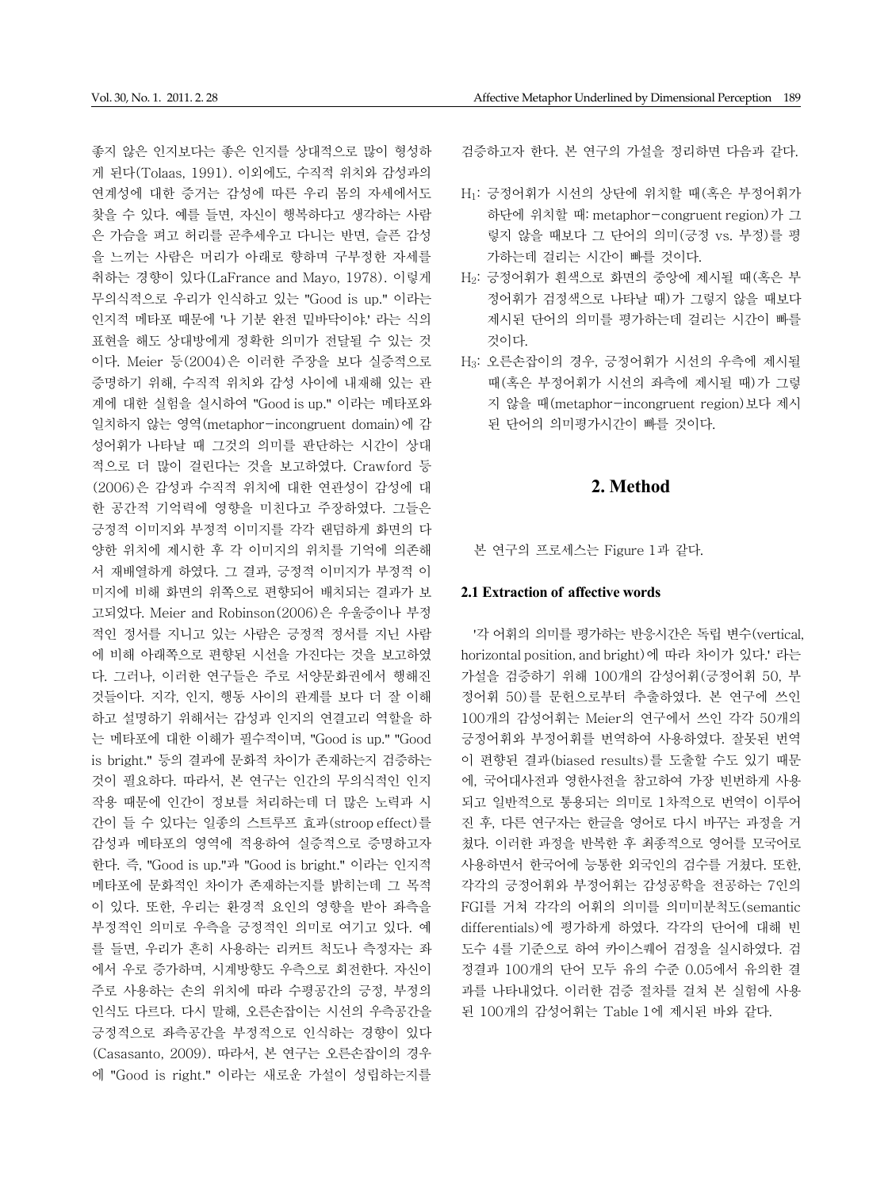좋지 않은 인지보다는 좋은 인지를 상대적으로 많이 형성하게 된다(Tolaas, 1991). 이외에도, 수직적 위치와 감성과의 연계성에 대한 증거는 감성에 따른 우리 몸의 자세에서도 찾을 수 있다. 예를 들면, 자신이 행복하다고 생각하는 사람은 가슴을 펴고 허리를 곧추세우고 다니는 반면, 슬픈 감성을 느끼는 사람은 머리가 아래로 향하며 구부정한 자세를 취하는 경향이 있다(LaFrance and Mayo, 1978). 이렇게 무의식적으로 우리가 인식하고 있는 "Good is up." 이라는 인지적 메타포 때문에 '나 기분 완전 밑바닥이야.' 라는 식의 표현을 해도 상대방에게 정확한 의미가 전달될 수 있는 것이다. Meier 등(2004)은 이러한 주장을 보다 실증적으로 증명하기 위해, 수직적 위치와 감성 사이에 내재해 있는 관계에 대한 실험을 실시하여 "Good is up." 이라는 메타포와 일치하지 않는 영역(metaphor-incongruent domain)에 감성어휘가 나타날 때 그것의 의미를 판단하는 시간이 상대적으로 더 많이 걸린다는 것을 보고하였다. Crawford 등(2006)은 감성과 수직적 위치에 대한 연관성이 감성에 대한 공간적 기억력에 영향을 미친다고 주장하였다. 그들은 긍정적 이미지와 부정적 이미지를 각각 랜덤하게 화면의 다양한 위치에 제시한 후 각 이미지의 위치를 기억에 의존해서 재배열하게 하였다. 그 결과, 긍정적 이미지가 부정적 이미지에 비해 화면의 위쪽으로 편향되어 배치되는 결과가 보고되었다. Meier and Robinson(2006)은 우울증이나 부정적인 정서를 지니고 있는 사람은 긍정적 정서를 지닌 사람에 비해 아래쪽으로 편향된 시선을 가진다는 것을 보고하였다. 그러나, 이러한 연구들은 주로 서양문화권에서 행해진 것들이다. 지각, 인지, 행동 사이의 관계를 보다 더 잘 이해하고 설명하기 위해서는 감성과 인지의 연결고리 역할을 하는 메타포에 대한 이해가 필수적이며, "Good is up." "Good is bright." 등의 결과에 문화적 차이가 존재하는지 검증하는 것이 필요하다. 따라서, 본 연구는 인간의 무의식적인 인지작용 때문에 인간이 정보를 처리하는데 더 많은 노력과 시간이 들 수 있다는 일종의 스트루프 효과(stroop effect)를 감성과 메타포의 영역에 적용하여 실증적으로 증명하고자 한다. 즉, "Good is up."과 "Good is bright." 이라는 인지적 메타포에 문화적인 차이가 존재하는지를 밝히는데 그 목적이 있다. 또한, 우리는 환경적 요인의 영향을 받아 좌측을 부정적인 의미로 우측을 긍정적인 의미로 여기고 있다. 예를 들면, 우리가 흔히 사용하는 리커트 척도나 측정자는 좌에서 우로 증가하며, 시계방향도 우측으로 회전한다. 자신이 주로 사용하는 손의 위치에 따라 수평공간의 긍정, 부정의 인식도 다르다. 다시 말해, 오른손잡이는 시선의 우측공간을 긍정적으로 좌측공간을 부정적으로 인식하는 경향이 있다(Casasanto, 2009). 따라서, 본 연구는 오른손잡이의 경우에 "Good is right." 이라는 새로운 가설이 성립하는지를 검증하고자 한다. 본 연구의 가설을 정리하면 다음과 같다.

- $H_1$: 긍정어휘가 시선의 상단에 위치할 때(혹은 부정어휘가 하단에 위치할 때: metaphor-congruent region)가 그렇지 않을 때보다 그 단어의 의미(긍정 vs. 부정)를 평가하는데 걸리는 시간이 빠를 것이다.
- $H_2$: 긍정어휘가 흰색으로 화면의 중앙에 제시될 때(혹은 부정어휘가 검정색으로 나타날 때)가 그렇지 않을 때보다 제시된 단어의 의미를 평가하는데 걸리는 시간이 빠를 것이다.
- $H_3$: 오른손잡이의 경우, 긍정어휘가 시선의 우측에 제시될 때(혹은 부정어휘가 시선의 좌측에 제시될 때)가 그렇지 않을 때(metaphor-incongruent region)보다 제시된 단어의 의미평가시간이 빠를 것이다.

## 2. Method

본 연구의 프로세스는 Figure 1과 같다.

### 2.1 Extraction of affective words

'각 어휘의 의미를 평가하는 반응시간은 독립 변수(vertical, horizontal position, and bright)에 따라 차이가 있다.' 라는 가설을 검증하기 위해 100개의 감성어휘(긍정어휘 50, 부정어휘 50)를 문헌으로부터 추출하였다. 본 연구에 쓰인 100개의 감성어휘는 Meier의 연구에서 쓰인 각각 50개의 긍정어휘와 부정어휘를 번역하여 사용하였다. 잘못된 번역이 편향된 결과(biased results)를 도출할 수도 있기 때문에, 국어대사전과 영한사전을 참고하여 가장 빈번하게 사용되고 일반적으로 통용되는 의미로 1차적으로 번역이 이루어진 후, 다른 연구자는 한글을 영어로 다시 바꾸는 과정을 거쳤다. 이러한 과정을 반복한 후 최종적으로 영어를 모국어로 사용하면서 한국어에 능통한 외국인의 검수를 거쳤다. 또한, 각각의 긍정어휘와 부정어휘는 감성공학을 전공하는 7인의 FGI를 거쳐 각각의 어휘의 의미를 의미미분척도(semantic differentials)에 평가하게 하였다. 각각의 단어에 대해 빈도수 4를 기준으로 하여 카이스퀘어 검정을 실시하였다. 검정결과 100개의 단어 모두 유의 수준 0.05에서 유의한 결과를 나타내었다. 이러한 검증 절차를 거쳐 본 실험에 사용된 100개의 감성어휘는 Table 1에 제시된 바와 같다.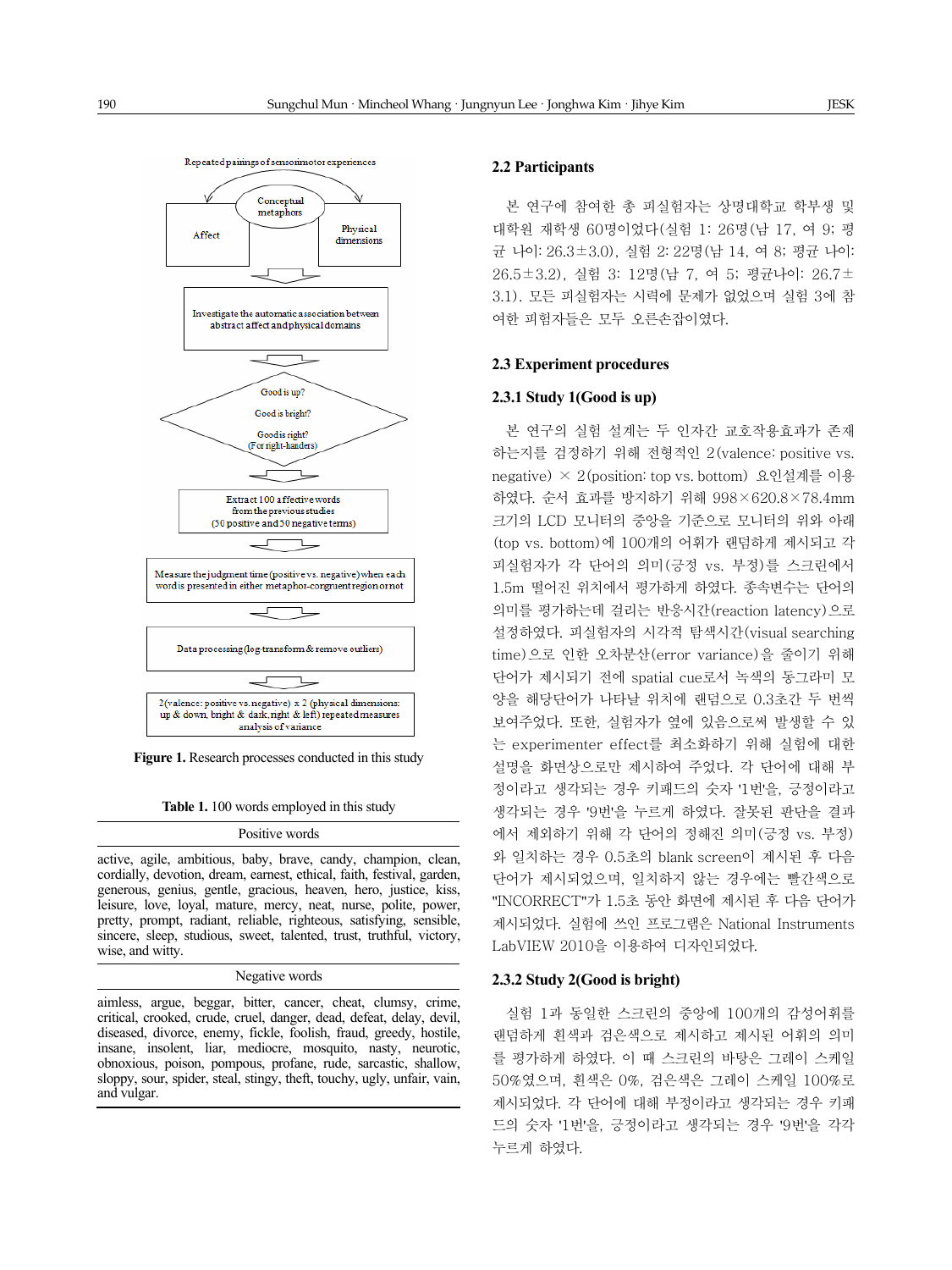Repeated pairings of sensorimotor experiences

Conceptual metaphors

Affect

Physical dimensions

Investigate the automatic association between abstract affect and physical domains

Good is up?

Good is bright?

Good is right? (For right-handers)

Extract 100 affective words from the previous studies (50 positive and 50 negative terms)

Measure the judgment time (positive vs. negative) when each word is presented in either metaphor-congruent region or not

Data processing (log-transform & remove outliers)

2(valence: positive vs. negative) x 2 (physical dimensions: up & down, bright & dark, right & left) repeated measures analysis of variance

**Figure 1.** Research processes conducted in this study

**Table 1.** 100 words employed in this study

| Positive words |
|---|
| active, agile, ambitious, baby, brave, candy, champion, clean, cordially, devotion, dream, earnest, ethical, faith, festival, garden, generous, genius, gentle, gracious, heaven, hero, justice, kiss, leisure, love, loyal, mature, mercy, neat, nurse, polite, power, pretty, prompt, radiant, reliable, righteous, satisfying, sensible, sincere, sleep, studious, sweet, talented, trust, truthful, victory, wise, and witty. |
| **Negative words** |
| aimless, argue, beggar, bitter, cancer, cheat, clumsy, crime, critical, crooked, crude, cruel, danger, dead, defeat, delay, devil, diseased, divorce, enemy, fickle, foolish, fraud, greedy, hostile, insane, insolent, liar, mediocre, mosquito, nasty, neurotic, obnoxious, poison, pompous, profane, rude, sarcastic, shallow, sloppy, sour, spider, steal, stingy, theft, touchy, ugly, unfair, vain, and vulgar. |

## 2.2 Participants

본 연구에 참여한 총 피실험자는 상명대학교 학부생 및 대학원 재학생 60명이었다(실험 1: 26명(남 17, 여 9; 평균 나이: 26.3±3.0), 실험 2: 22명(남 14, 여 8; 평균 나이: 26.5±3.2), 실험 3: 12명(남 7, 여 5; 평균나이: 26.7±3.1). 모든 피실험자는 시력에 문제가 없었으며 실험 3에 참여한 피험자들은 모두 오른손잡이였다.

## 2.3 Experiment procedures

### 2.3.1 Study 1(Good is up)

본 연구의 실험 설계는 두 인자간 교호작용효과가 존재하는지를 검정하기 위해 전형적인 2(valence: positive vs. negative) × 2(position: top vs. bottom) 요인설계를 이용하였다. 순서 효과를 방지하기 위해 998×620.8×78.4mm 크기의 LCD 모니터의 중앙을 기준으로 모니터의 위와 아래(top vs. bottom)에 100개의 어휘가 랜덤하게 제시되고 각 피실험자가 각 단어의 의미(긍정 vs. 부정)를 스크린에서 1.5m 떨어진 위치에서 평가하게 하였다. 종속변수는 단어의 의미를 평가하는데 걸리는 반응시간(reaction latency)으로 설정하였다. 피실험자의 시각적 탐색시간(visual searching time)으로 인한 오차분산(error variance)을 줄이기 위해 단어가 제시되기 전에 spatial cue로서 녹색의 동그라미 모양을 해당단어가 나타날 위치에 랜덤으로 0.3초간 두 번씩 보여주었다. 또한, 실험자가 옆에 있음으로써 발생할 수 있는 experimenter effect를 최소화하기 위해 실험에 대한 설명을 화면상으로만 제시하여 주었다. 각 단어에 대해 부정이라고 생각되는 경우 키패드의 숫자 '1번'을, 긍정이라고 생각되는 경우 '9번'을 누르게 하였다. 잘못된 판단을 결과에서 제외하기 위해 각 단어의 정해진 의미(긍정 vs. 부정)와 일치하는 경우 0.5초의 blank screen이 제시된 후 다음 단어가 제시되었으며, 일치하지 않는 경우에는 빨간색으로 "INCORRECT"가 1.5초 동안 화면에 제시된 후 다음 단어가 제시되었다. 실험에 쓰인 프로그램은 National Instruments LabVIEW 2010을 이용하여 디자인되었다.

### 2.3.2 Study 2(Good is bright)

실험 1과 동일한 스크린의 중앙에 100개의 감성어휘를 랜덤하게 흰색과 검은색으로 제시하고 제시된 어휘의 의미를 평가하게 하였다. 이 때 스크린의 바탕은 그레이 스케일 50%였으며, 흰색은 0%, 검은색은 그레이 스케일 100%로 제시되었다. 각 단어에 대해 부정이라고 생각되는 경우 키패드의 숫자 '1번'을, 긍정이라고 생각되는 경우 '9번'을 각각 누르게 하였다.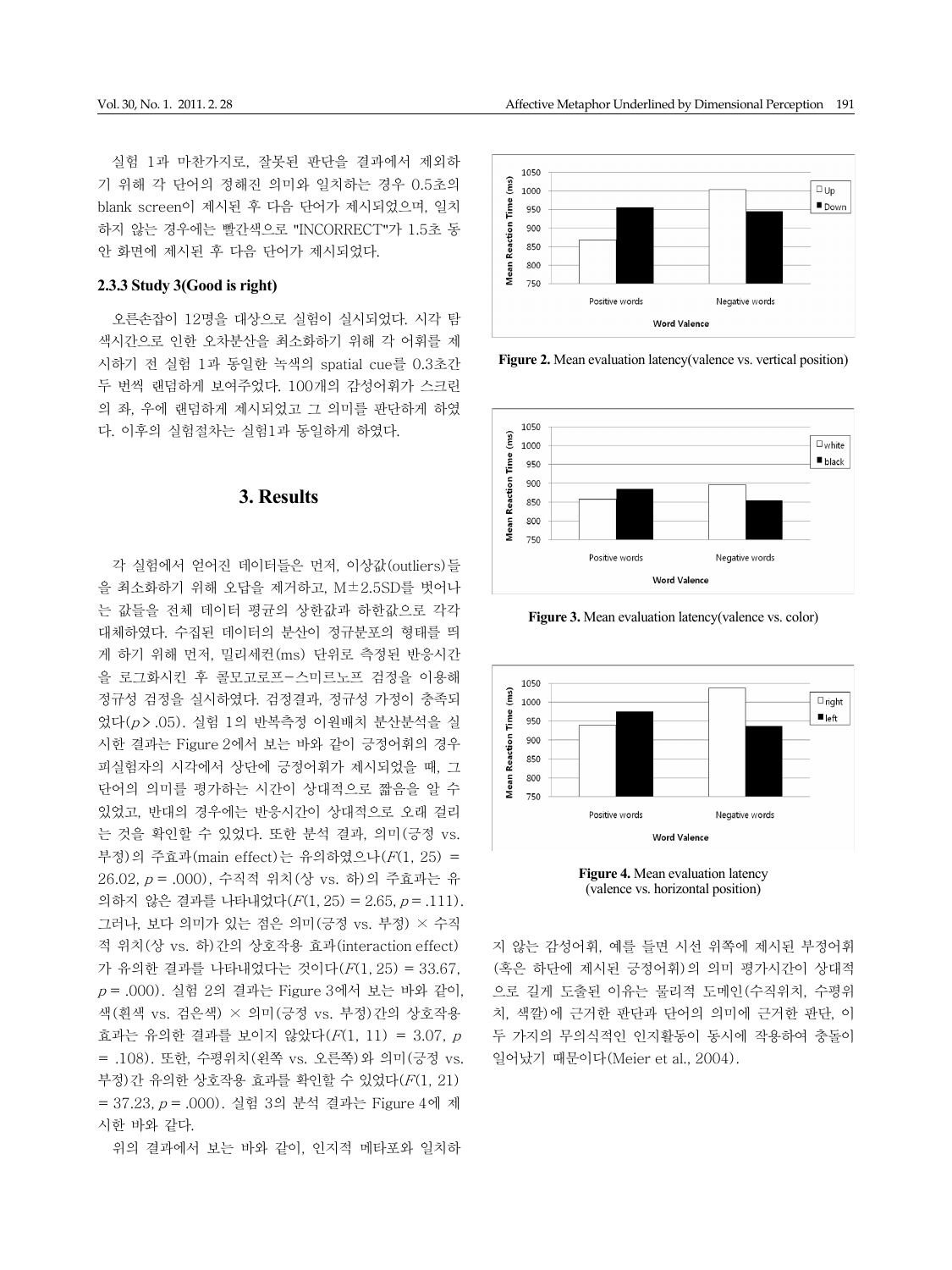실험 1과 마찬가지로, 잘못된 판단을 결과에서 제외하기 위해 각 단어의 정해진 의미와 일치하는 경우 0.5초의 blank screen이 제시된 후 다음 단어가 제시되었으며, 일치하지 않는 경우에는 빨간색으로 "INCORRECT"가 1.5초 동안 화면에 제시된 후 다음 단어가 제시되었다.

### 2.3.3 Study 3(Good is right)

오른손잡이 12명을 대상으로 실험이 실시되었다. 시각 탐색시간으로 인한 오차분산을 최소화하기 위해 각 어휘를 제시하기 전 실험 1과 동일한 녹색의 spatial cue를 0.3초간 두 번씩 랜덤하게 보여주었다. 100개의 감성어휘가 스크린의 좌, 우에 랜덤하게 제시되었고 그 의미를 판단하게 하였다. 이후의 실험절차는 실험1과 동일하게 하였다.

## 3. Results

각 실험에서 얻어진 데이터들은 먼저, 이상값(outliers)들을 최소화하기 위해 오답을 제거하고, M±2.5SD를 벗어나는 값들을 전체 데이터 평균의 상한값과 하한값으로 각각 대체하였다. 수집된 데이터의 분산이 정규분포의 형태를 띄게 하기 위해 먼저, 밀리세컨(ms) 단위로 측정된 반응시간을 로그화시킨 후 콜모고로프-스미르노프 검정을 이용해 정규성 검정을 실시하였다. 검정결과, 정규성 가정이 충족되었다($p > .05$). 실험 1의 반복측정 이원배치 분산분석을 실시한 결과는 Figure 2에서 보는 바와 같이 긍정어휘의 경우 피실험자의 시각에서 상단에 긍정어휘가 제시되었을 때, 그 단어의 의미를 평가하는 시간이 상대적으로 짧음을 알 수 있었고, 반대의 경우에는 반응시간이 상대적으로 오래 걸리는 것을 확인할 수 있었다. 또한 분석 결과, 의미(긍정 vs. 부정)의 주효과(main effect)는 유의하였으나($F(1, 25) = 26.02$, $p = .000$), 수직적 위치(상 vs. 하)의 주효과는 유의하지 않은 결과를 나타내었다($F(1, 25) = 2.65$, $p = .111$). 그러나, 보다 의미가 있는 점은 의미(긍정 vs. 부정) × 수직적 위치(상 vs. 하)간의 상호작용 효과(interaction effect)가 유의한 결과를 나타내었다는 것이다($F(1, 25) = 33.67$, $p = .000$). 실험 2의 결과는 Figure 3에서 보는 바와 같이, 색(흰색 vs. 검은색) × 의미(긍정 vs. 부정)간의 상호작용 효과는 유의한 결과를 보이지 않았다($F(1, 11) = 3.07$, $p = .108$). 또한, 수평위치(왼쪽 vs. 오른쪽)와 의미(긍정 vs. 부정)간 유의한 상호작용 효과를 확인할 수 있었다($F(1, 21) = 37.23$, $p = .000$). 실험 3의 분석 결과는 Figure 4에 제시한 바와 같다.

위의 결과에서 보는 바와 같이, 인지적 메타포와 일치하지 않는 감성어휘, 예를 들면 시선 위쪽에 제시된 부정어휘(혹은 하단에 제시된 긍정어휘)의 의미 평가시간이 상대적으로 길게 도출된 이유는 물리적 도메인(수직위치, 수평위치, 색깔)에 근거한 판단과 단어의 의미에 근거한 판단, 이 두 가지의 무의식적인 인지활동이 동시에 작용하여 충돌이 일어났기 때문이다(Meier et al., 2004).

**Figure 2.** Mean evaluation latency(valence vs. vertical position)

**Figure 3.** Mean evaluation latency(valence vs. color)

**Figure 4.** Mean evaluation latency (valence vs. horizontal position)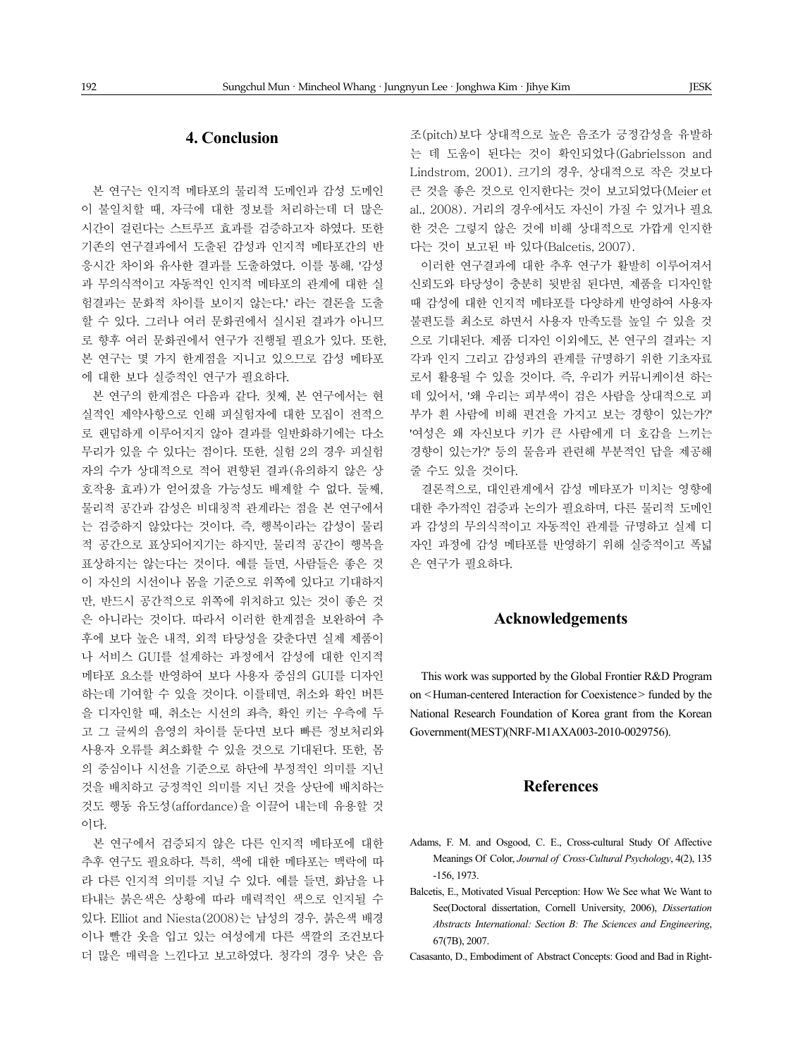## 4. Conclusion

본 연구는 인지적 메타포의 물리적 도메인과 감성 도메인이 불일치할 때, 자극에 대한 정보를 처리하는데 더 많은 시간이 걸린다는 스트루프 효과를 검증하고자 하였다. 또한 기존의 연구결과에서 도출된 감성과 인지적 메타포간의 반응시간 차이와 유사한 결과를 도출하였다. 이를 통해, '감성과 무의식적이고 자동적인 인지적 메타포의 관계에 대한 실험결과는 문화적 차이를 보이지 않는다.' 라는 결론을 도출할 수 있다. 그러나 여러 문화권에서 실시된 결과가 아니므로 향후 여러 문화권에서 연구가 진행될 필요가 있다. 또한, 본 연구는 몇 가지 한계점을 지니고 있으므로 감성 메타포에 대한 보다 실증적인 연구가 필요하다.

본 연구의 한계점은 다음과 같다. 첫째, 본 연구에서는 현실적인 제약사항으로 인해 피실험자에 대한 모집이 전적으로 랜덤하게 이루어지지 않아 결과를 일반화하기에는 다소 무리가 있을 수 있다는 점이다. 또한, 실험 2의 경우 피실험자의 수가 상대적으로 적어 편향된 결과(유의하지 않은 상호작용 효과)가 얻어졌을 가능성도 배제할 수 없다. 둘째, 물리적 공간과 감성은 비대칭적 관계라는 점을 본 연구에서는 검증하지 않았다는 것이다. 즉, 행복이라는 감성이 물리적 공간으로 표상되어지기는 하지만, 물리적 공간이 행복을 표상하지는 않는다는 것이다. 예를 들면, 사람들은 좋은 것이 자신의 시선이나 몸을 기준으로 위쪽에 있다고 기대하지만, 반드시 공간적으로 위쪽에 위치하고 있는 것이 좋은 것은 아니라는 것이다. 따라서 이러한 한계점을 보완하여 추후에 보다 높은 내적, 외적 타당성을 갖춘다면 실제 제품이나 서비스 GUI를 설계하는 과정에서 감성에 대한 인지적 메타포 요소를 반영하여 보다 사용자 중심의 GUI를 디자인하는데 기여할 수 있을 것이다. 이를테면, 취소와 확인 버튼을 디자인할 때, 취소는 시선의 좌측, 확인 키는 우측에 두고 그 글씨의 음영의 차이를 둔다면 보다 빠른 정보처리와 사용자 오류를 최소화할 수 있을 것으로 기대된다. 또한, 몸의 중심이나 시선을 기준으로 하단에 부정적인 의미를 지닌 것을 배치하고 긍정적인 의미를 지닌 것을 상단에 배치하는 것도 행동 유도성(affordance)을 이끌어 내는데 유용할 것이다.

본 연구에서 검증되지 않은 다른 인지적 메타포에 대한 추후 연구도 필요하다. 특히, 색에 대한 메타포는 맥락에 따라 다른 인지적 의미를 지닐 수 있다. 예를 들면, 화남을 나타내는 붉은색은 상황에 따라 매력적인 색으로 인지될 수 있다. Elliot and Niesta(2008)는 남성의 경우, 붉은색 배경이나 빨간 옷을 입고 있는 여성에게 다른 색깔의 조건보다 더 많은 매력을 느낀다고 보고하였다. 청각의 경우 낮은 음조(pitch)보다 상대적으로 높은 음조가 긍정감성을 유발하는 데 도움이 된다는 것이 확인되었다(Gabrielsson and Lindstrom, 2001). 크기의 경우, 상대적으로 작은 것보다 큰 것을 좋은 것으로 인지한다는 것이 보고되었다(Meier et al., 2008). 거리의 경우에서도 자신이 가질 수 있거나 필요한 것은 그렇지 않은 것에 비해 상대적으로 가깝게 인지한다는 것이 보고된 바 있다(Balcetis, 2007).

이러한 연구결과에 대한 추후 연구가 활발히 이루어져서 신뢰도와 타당성이 충분히 뒷받침 된다면, 제품을 디자인할 때 감성에 대한 인지적 메타포를 다양하게 반영하여 사용자 불편도를 최소로 하면서 사용자 만족도를 높일 수 있을 것으로 기대된다. 제품 디자인 이외에도, 본 연구의 결과는 지각과 인지 그리고 감성과의 관계를 규명하기 위한 기초자료로서 활용될 수 있을 것이다. 즉, 우리가 커뮤니케이션 하는데 있어서, '왜 우리는 피부색이 검은 사람을 상대적으로 피부가 흰 사람에 비해 편견을 가지고 보는 경향이 있는가?' '여성은 왜 자신보다 키가 큰 사람에게 더 호감을 느끼는 경향이 있는가?' 등의 물음과 관련해 부분적인 답을 제공해 줄 수도 있을 것이다.

결론적으로, 대인관계에서 감성 메타포가 미치는 영향에 대한 추가적인 검증과 논의가 필요하며, 다른 물리적 도메인과 감성의 무의식적이고 자동적인 관계를 규명하고 실제 디자인 과정에 감성 메타포를 반영하기 위해 실증적이고 폭넓은 연구가 필요하다.

## Acknowledgements

This work was supported by the Global Frontier R&D Program on <Human-centered Interaction for Coexistence> funded by the National Research Foundation of Korea grant from the Korean Government(MEST)(NRF-M1AXA003-2010-0029756).

## References

Adams, F. M. and Osgood, C. E., Cross-cultural Study Of Affective Meanings Of Color, *Journal of Cross-Cultural Psychology*, 4(2), 135-156, 1973.

Balcetis, E., Motivated Visual Perception: How We See what We Want to See(Doctoral dissertation, Cornell University, 2006), *Dissertation Abstracts International: Section B: The Sciences and Engineering*, 67(7B), 2007.

Casasanto, D., Embodiment of Abstract Concepts: Good and Bad in Right-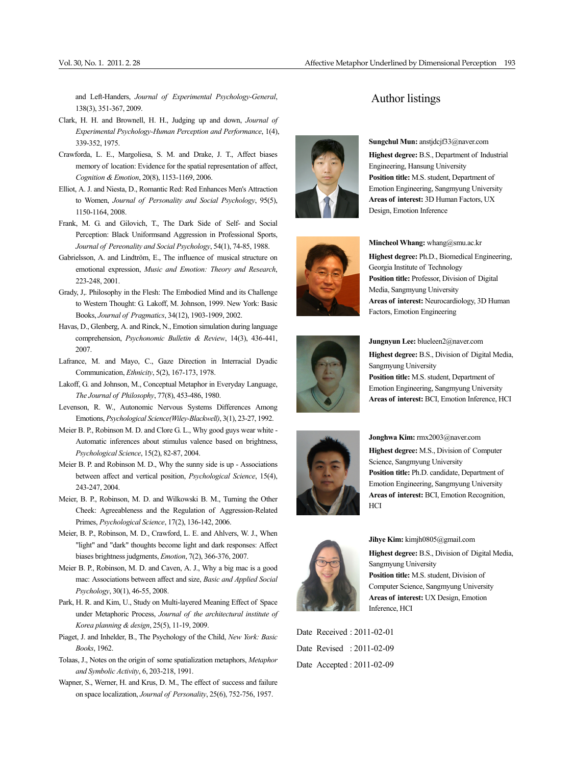and Left-Handers, *Journal of Experimental Psychology-General*, 138(3), 351-367, 2009.

Clark, H. H. and Brownell, H. H., Judging up and down, *Journal of Experimental Psychology-Human Perception and Performance*, 1(4), 339-352, 1975.

Crawforda, L. E., Margoliesa, S. M. and Drake, J. T., Affect biases memory of location: Evidence for the spatial representation of affect, *Cognition & Emotion*, 20(8), 1153-1169, 2006.

Elliot, A. J. and Niesta, D., Romantic Red: Red Enhances Men's Attraction to Women, *Journal of Personality and Social Psychology*, 95(5), 1150-1164, 2008.

Frank, M. G. and Gilovich, T., The Dark Side of Self- and Social Perception: Black Uniformsand Aggression in Professional Sports, *Journal of Pereonality and Social Psychology*, 54(1), 74-85, 1988.

Gabrielsson, A. and Lindtröm, E., The influence of musical structure on emotional expression, *Music and Emotion: Theory and Research*, 223-248, 2001.

Grady, J,. Philosophy in the Flesh: The Embodied Mind and its Challenge to Western Thought: G. Lakoff, M. Johnson, 1999. New York: Basic Books, *Journal of Pragmatics*, 34(12), 1903-1909, 2002.

Havas, D., Glenberg, A. and Rinck, N., Emotion simulation during language comprehension, *Psychonomic Bulletin & Review*, 14(3), 436-441, 2007.

Lafrance, M. and Mayo, C., Gaze Direction in Interracial Dyadic Communication, *Ethnicity*, 5(2), 167-173, 1978.

Lakoff, G. and Johnson, M., Conceptual Metaphor in Everyday Language, *The Journal of Philosophy*, 77(8), 453-486, 1980.

Levenson, R. W., Autonomic Nervous Systems Differences Among Emotions, *Psychological Science(Wiley-Blackwell)*, 3(1), 23-27, 1992.

Meier B. P., Robinson M. D. and Clore G. L., Why good guys wear white - Automatic inferences about stimulus valence based on brightness, *Psychological Science*, 15(2), 82-87, 2004.

Meier B. P. and Robinson M. D., Why the sunny side is up - Associations between affect and vertical position, *Psychological Science*, 15(4), 243-247, 2004.

Meier, B. P., Robinson, M. D. and Wilkowski B. M., Turning the Other Cheek: Agreeableness and the Regulation of Aggression-Related Primes, *Psychological Science*, 17(2), 136-142, 2006.

Meier, B. P., Robinson, M. D., Crawford, L. E. and Ahlvers, W. J., When "light" and "dark" thoughts become light and dark responses: Affect biases brightness judgments, *Emotion*, 7(2), 366-376, 2007.

Meier B. P., Robinson, M. D. and Caven, A. J., Why a big mac is a good mac: Associations between affect and size, *Basic and Applied Social Psychology*, 30(1), 46-55, 2008.

Park, H. R. and Kim, U., Study on Multi-layered Meaning Effect of Space under Metaphoric Process, *Journal of the architectural institute of Korea planning & design*, 25(5), 11-19, 2009.

Piaget, J. and Inhelder, B., The Psychology of the Child, *New York: Basic Books*, 1962.

Tolaas, J., Notes on the origin of some spatialization metaphors, *Metaphor and Symbolic Activity*, 6, 203-218, 1991.

Wapner, S., Werner, H. and Krus, D. M., The effect of success and failure on space localization, *Journal of Personality*, 25(6), 752-756, 1957.

## Author listings

**Sungchul Mun:** anstjdcjf33@naver.com
**Highest degree:** B.S., Department of Industrial Engineering, Hansung University
**Position title:** M.S. student, Department of Emotion Engineering, Sangmyung University
**Areas of interest:** 3D Human Factors, UX Design, Emotion Inference

**Mincheol Whang:** whang@smu.ac.kr
**Highest degree:** Ph.D., Biomedical Engineering, Georgia Institute of Technology
**Position title:** Professor, Division of Digital Media, Sangmyung University
**Areas of interest:** Neurocardiology, 3D Human Factors, Emotion Engineering

**Jungnyun Lee:** blueleen2@naver.com
**Highest degree:** B.S., Division of Digital Media, Sangmyung University
**Position title:** M.S. student, Department of Emotion Engineering, Sangmyung University
**Areas of interest:** BCI, Emotion Inference, HCI

**Jonghwa Kim:** rmx2003@naver.com
**Highest degree:** M.S., Division of Computer Science, Sangmyung University
**Position title:** Ph.D. candidate, Department of Emotion Engineering, Sangmyung University
**Areas of interest:** BCI, Emotion Recognition, HCI

**Jihye Kim:** kimjh0805@gmail.com
**Highest degree:** B.S., Division of Digital Media, Sangmyung University
**Position title:** M.S. student, Division of Computer Science, Sangmyung University
**Areas of interest:** UX Design, Emotion Inference, HCI

Date Received : 2011-02-01
Date Revised : 2011-02-09
Date Accepted : 2011-02-09